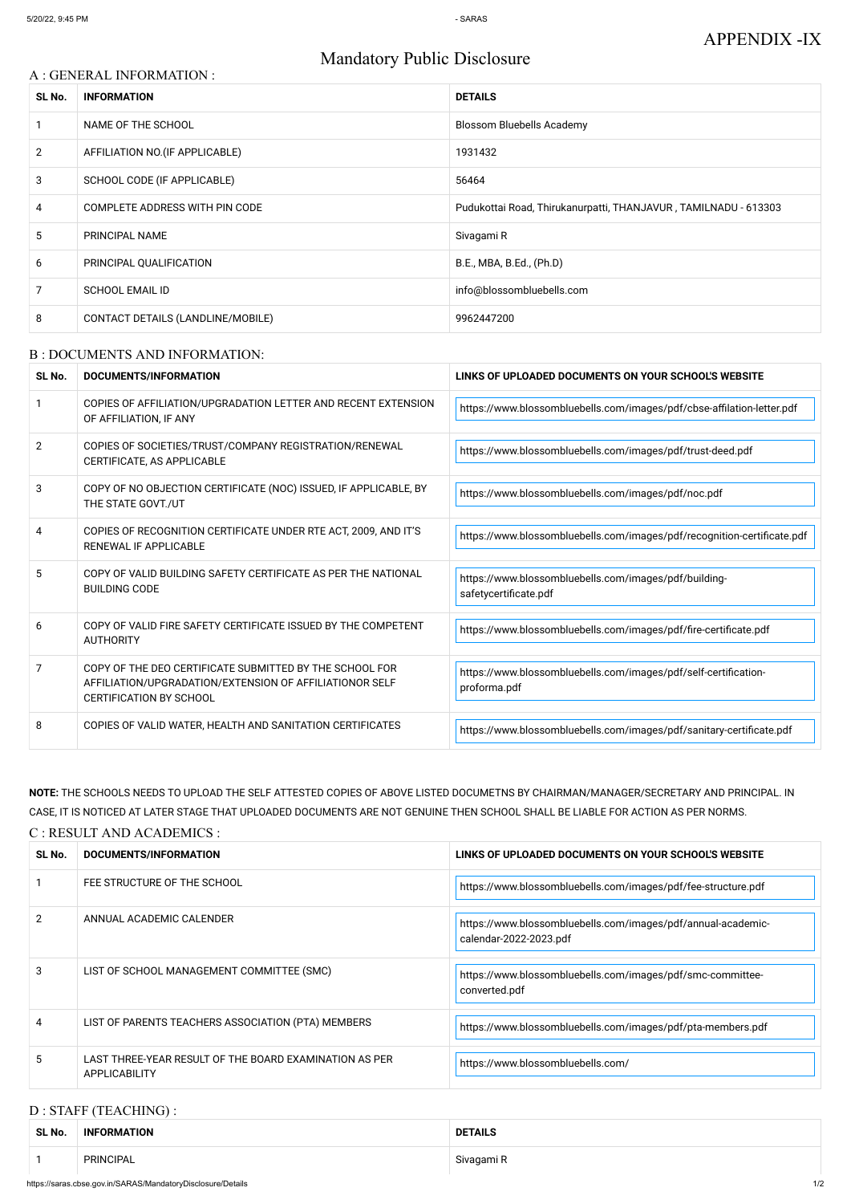APPENDIX -IX

# Mandatory Public Disclosure

## A : GENERAL INFORMATION :

| SL No. | INFORMATION | DETAILS |
|---|---|---|
| 1 | NAME OF THE SCHOOL | Blossom Bluebells Academy |
| 2 | AFFILIATION NO.(IF APPLICABLE) | 1931432 |
| 3 | SCHOOL CODE (IF APPLICABLE) | 56464 |
| 4 | COMPLETE ADDRESS WITH PIN CODE | Pudukottai Road, Thirukanurpatti, THANJAVUR , TAMILNADU - 613303 |
| 5 | PRINCIPAL NAME | Sivagami R |
| 6 | PRINCIPAL QUALIFICATION | B.E., MBA, B.Ed., (Ph.D) |
| 7 | SCHOOL EMAIL ID | info@blossombluebells.com |
| 8 | CONTACT DETAILS (LANDLINE/MOBILE) | 9962447200 |

## B : DOCUMENTS AND INFORMATION:

| SL No. | DOCUMENTS/INFORMATION | LINKS OF UPLOADED DOCUMENTS ON YOUR SCHOOL'S WEBSITE |
|---|---|---|
| 1 | COPIES OF AFFILIATION/UPGRADATION LETTER AND RECENT EXTENSION OF AFFILIATION, IF ANY | https://www.blossombluebells.com/images/pdf/cbse-affilation-letter.pdf |
| 2 | COPIES OF SOCIETIES/TRUST/COMPANY REGISTRATION/RENEWAL CERTIFICATE, AS APPLICABLE | https://www.blossombluebells.com/images/pdf/trust-deed.pdf |
| 3 | COPY OF NO OBJECTION CERTIFICATE (NOC) ISSUED, IF APPLICABLE, BY THE STATE GOVT./UT | https://www.blossombluebells.com/images/pdf/noc.pdf |
| 4 | COPIES OF RECOGNITION CERTIFICATE UNDER RTE ACT, 2009, AND IT'S RENEWAL IF APPLICABLE | https://www.blossombluebells.com/images/pdf/recognition-certificate.pdf |
| 5 | COPY OF VALID BUILDING SAFETY CERTIFICATE AS PER THE NATIONAL BUILDING CODE | https://www.blossombluebells.com/images/pdf/building-safetycertificate.pdf |
| 6 | COPY OF VALID FIRE SAFETY CERTIFICATE ISSUED BY THE COMPETENT AUTHORITY | https://www.blossombluebells.com/images/pdf/fire-certificate.pdf |
| 7 | COPY OF THE DEO CERTIFICATE SUBMITTED BY THE SCHOOL FOR AFFILIATION/UPGRADATION/EXTENSION OF AFFILIATIONOR SELF CERTIFICATION BY SCHOOL | https://www.blossombluebells.com/images/pdf/self-certification-proforma.pdf |
| 8 | COPIES OF VALID WATER, HEALTH AND SANITATION CERTIFICATES | https://www.blossombluebells.com/images/pdf/sanitary-certificate.pdf |

**NOTE:** THE SCHOOLS NEEDS TO UPLOAD THE SELF ATTESTED COPIES OF ABOVE LISTED DOCUMETNS BY CHAIRMAN/MANAGER/SECRETARY AND PRINCIPAL. IN CASE, IT IS NOTICED AT LATER STAGE THAT UPLOADED DOCUMENTS ARE NOT GENUINE THEN SCHOOL SHALL BE LIABLE FOR ACTION AS PER NORMS.

## C : RESULT AND ACADEMICS :

| SL No. | DOCUMENTS/INFORMATION | LINKS OF UPLOADED DOCUMENTS ON YOUR SCHOOL'S WEBSITE |
|---|---|---|
| 1 | FEE STRUCTURE OF THE SCHOOL | https://www.blossombluebells.com/images/pdf/fee-structure.pdf |
| 2 | ANNUAL ACADEMIC CALENDER | https://www.blossombluebells.com/images/pdf/annual-academic-calendar-2022-2023.pdf |
| 3 | LIST OF SCHOOL MANAGEMENT COMMITTEE (SMC) | https://www.blossombluebells.com/images/pdf/smc-committee-converted.pdf |
| 4 | LIST OF PARENTS TEACHERS ASSOCIATION (PTA) MEMBERS | https://www.blossombluebells.com/images/pdf/pta-members.pdf |
| 5 | LAST THREE-YEAR RESULT OF THE BOARD EXAMINATION AS PER APPLICABILITY | https://www.blossombluebells.com/ |

## D : STAFF (TEACHING) :

| SL No. | INFORMATION | DETAILS |
|---|---|---|
| 1 | PRINCIPAL | Sivagami R |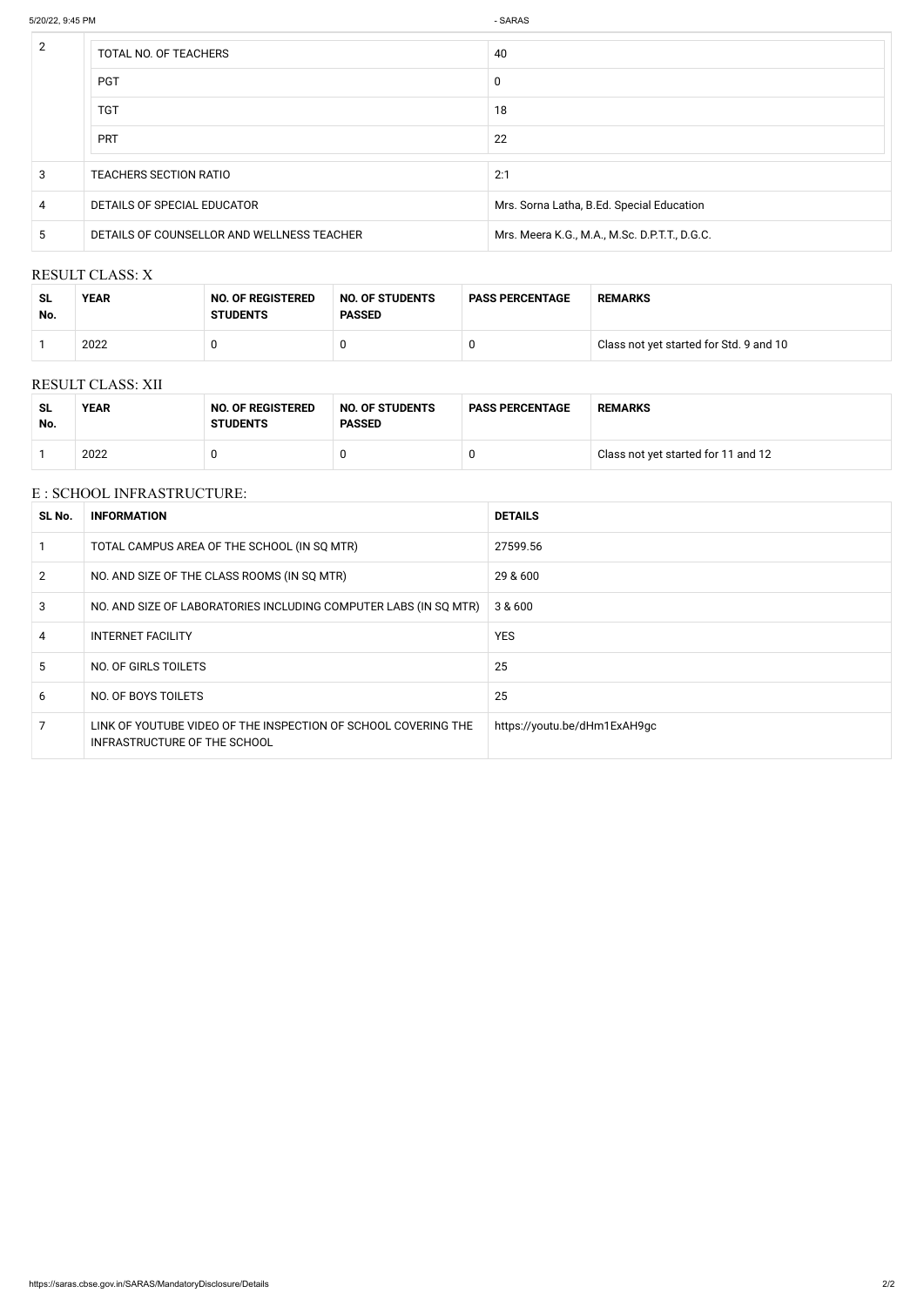| | | |
|---|---|---|
| 2 | TOTAL NO. OF TEACHERS | 40 |
| | PGT | 0 |
| | TGT | 18 |
| | PRT | 22 |
| 3 | TEACHERS SECTION RATIO | 2:1 |
| 4 | DETAILS OF SPECIAL EDUCATOR | Mrs. Sorna Latha, B.Ed. Special Education |
| 5 | DETAILS OF COUNSELLOR AND WELLNESS TEACHER | Mrs. Meera K.G., M.A., M.Sc. D.P.T.T., D.G.C. |

## RESULT CLASS: X

| SL No. | YEAR | NO. OF REGISTERED STUDENTS | NO. OF STUDENTS PASSED | PASS PERCENTAGE | REMARKS |
|---|---|---|---|---|---|
| 1 | 2022 | 0 | 0 | 0 | Class not yet started for Std. 9 and 10 |

## RESULT CLASS: XII

| SL No. | YEAR | NO. OF REGISTERED STUDENTS | NO. OF STUDENTS PASSED | PASS PERCENTAGE | REMARKS |
|---|---|---|---|---|---|
| 1 | 2022 | 0 | 0 | 0 | Class not yet started for 11 and 12 |

## E : SCHOOL INFRASTRUCTURE:

| SL No. | INFORMATION | DETAILS |
|---|---|---|
| 1 | TOTAL CAMPUS AREA OF THE SCHOOL (IN SQ MTR) | 27599.56 |
| 2 | NO. AND SIZE OF THE CLASS ROOMS (IN SQ MTR) | 29 & 600 |
| 3 | NO. AND SIZE OF LABORATORIES INCLUDING COMPUTER LABS (IN SQ MTR) | 3 & 600 |
| 4 | INTERNET FACILITY | YES |
| 5 | NO. OF GIRLS TOILETS | 25 |
| 6 | NO. OF BOYS TOILETS | 25 |
| 7 | LINK OF YOUTUBE VIDEO OF THE INSPECTION OF SCHOOL COVERING THE INFRASTRUCTURE OF THE SCHOOL | https://youtu.be/dHm1ExAH9gc |